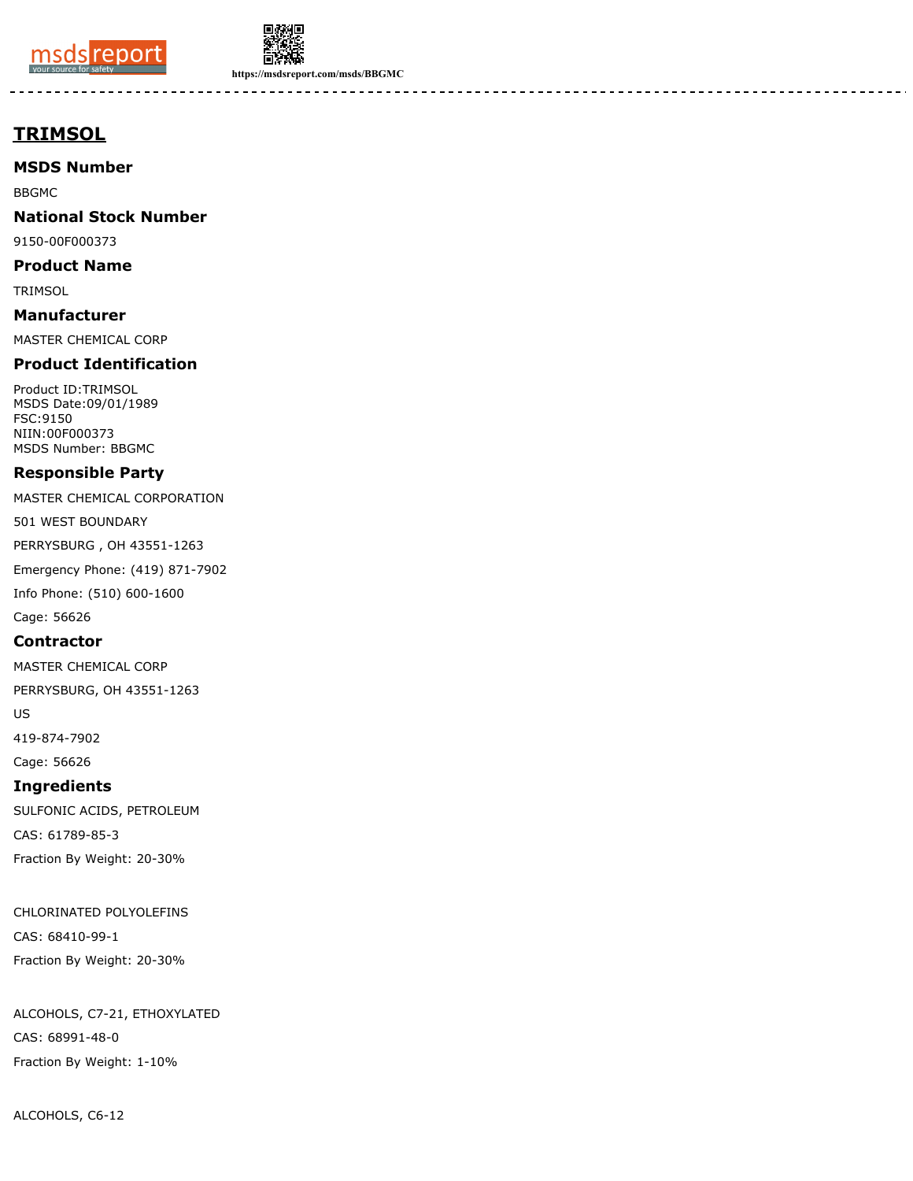# TRIMSOL

## MSDS Number

BBGMC

## National Stock Number

9150-00F000373

## Product Name

TRIMSOL

## Manufacturer

MASTER CHEMICAL CORP

## Product Identification

Product ID:TRIMSOL
MSDS Date:09/01/1989
FSC:9150
NIIN:00F000373
MSDS Number: BBGMC

## Responsible Party

MASTER CHEMICAL CORPORATION

501 WEST BOUNDARY

PERRYSBURG , OH 43551-1263

Emergency Phone: (419) 871-7902

Info Phone: (510) 600-1600

Cage: 56626

## Contractor

MASTER CHEMICAL CORP

PERRYSBURG, OH 43551-1263

US

419-874-7902

Cage: 56626

## Ingredients

SULFONIC ACIDS, PETROLEUM

CAS: 61789-85-3

Fraction By Weight: 20-30%

CHLORINATED POLYOLEFINS

CAS: 68410-99-1

Fraction By Weight: 20-30%

ALCOHOLS, C7-21, ETHOXYLATED

CAS: 68991-48-0

Fraction By Weight: 1-10%

ALCOHOLS, C6-12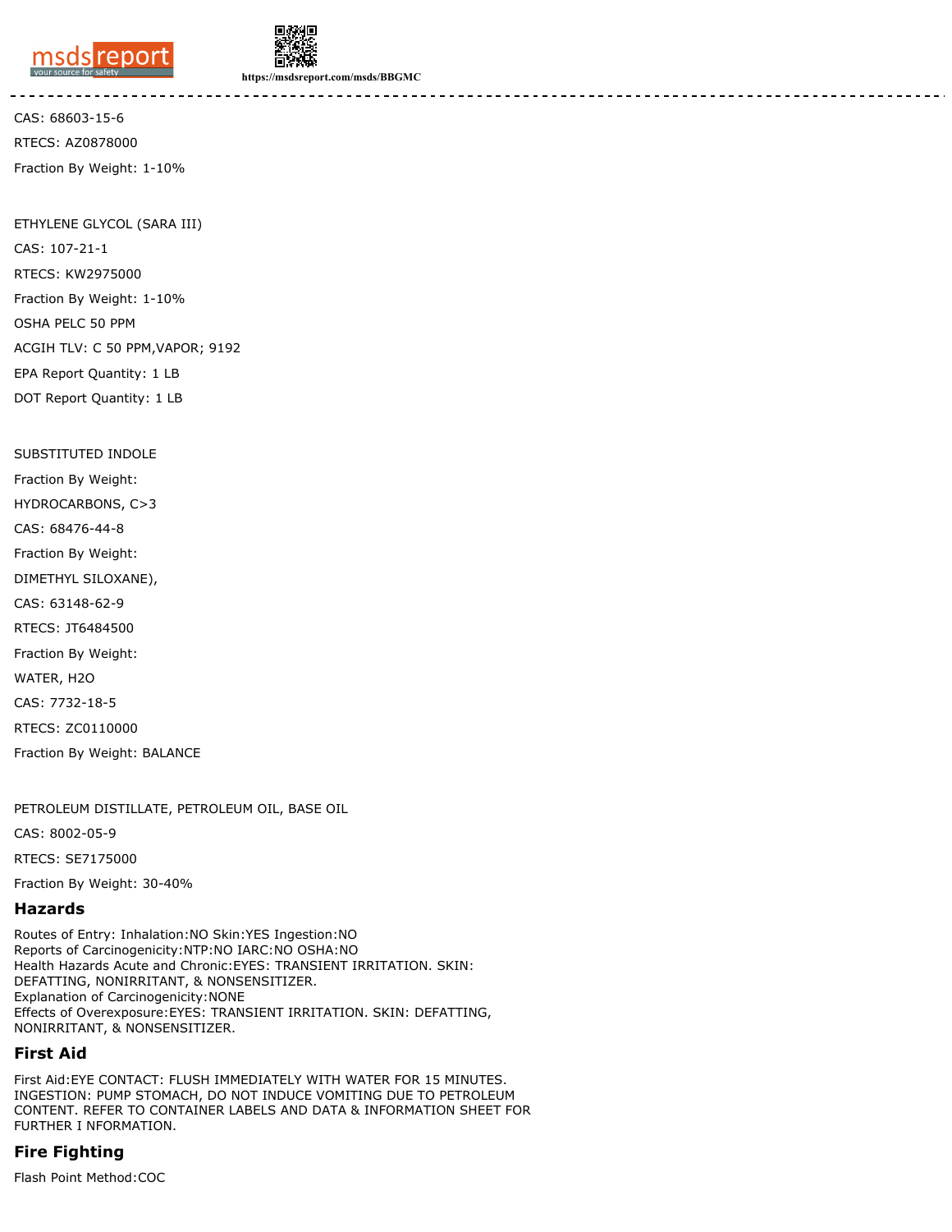CAS: 68603-15-6

RTECS: AZ0878000

Fraction By Weight: 1-10%

ETHYLENE GLYCOL (SARA III)

CAS: 107-21-1

RTECS: KW2975000

Fraction By Weight: 1-10%

OSHA PELC 50 PPM

ACGIH TLV: C 50 PPM,VAPOR; 9192

EPA Report Quantity: 1 LB

DOT Report Quantity: 1 LB

SUBSTITUTED INDOLE

Fraction By Weight:

HYDROCARBONS, C>3

CAS: 68476-44-8

Fraction By Weight:

DIMETHYL SILOXANE),

CAS: 63148-62-9

RTECS: JT6484500

Fraction By Weight:

WATER, H2O

CAS: 7732-18-5

RTECS: ZC0110000

Fraction By Weight: BALANCE

PETROLEUM DISTILLATE, PETROLEUM OIL, BASE OIL

CAS: 8002-05-9

RTECS: SE7175000

Fraction By Weight: 30-40%

## Hazards

Routes of Entry: Inhalation:NO Skin:YES Ingestion:NO
Reports of Carcinogenicity:NTP:NO IARC:NO OSHA:NO
Health Hazards Acute and Chronic:EYES: TRANSIENT IRRITATION. SKIN: DEFATTING, NONIRRITANT, & NONSENSITIZER.
Explanation of Carcinogenicity:NONE
Effects of Overexposure:EYES: TRANSIENT IRRITATION. SKIN: DEFATTING, NONIRRITANT, & NONSENSITIZER.

## First Aid

First Aid:EYE CONTACT: FLUSH IMMEDIATELY WITH WATER FOR 15 MINUTES. INGESTION: PUMP STOMACH, DO NOT INDUCE VOMITING DUE TO PETROLEUM CONTENT. REFER TO CONTAINER LABELS AND DATA & INFORMATION SHEET FOR FURTHER I NFORMATION.

## Fire Fighting

Flash Point Method:COC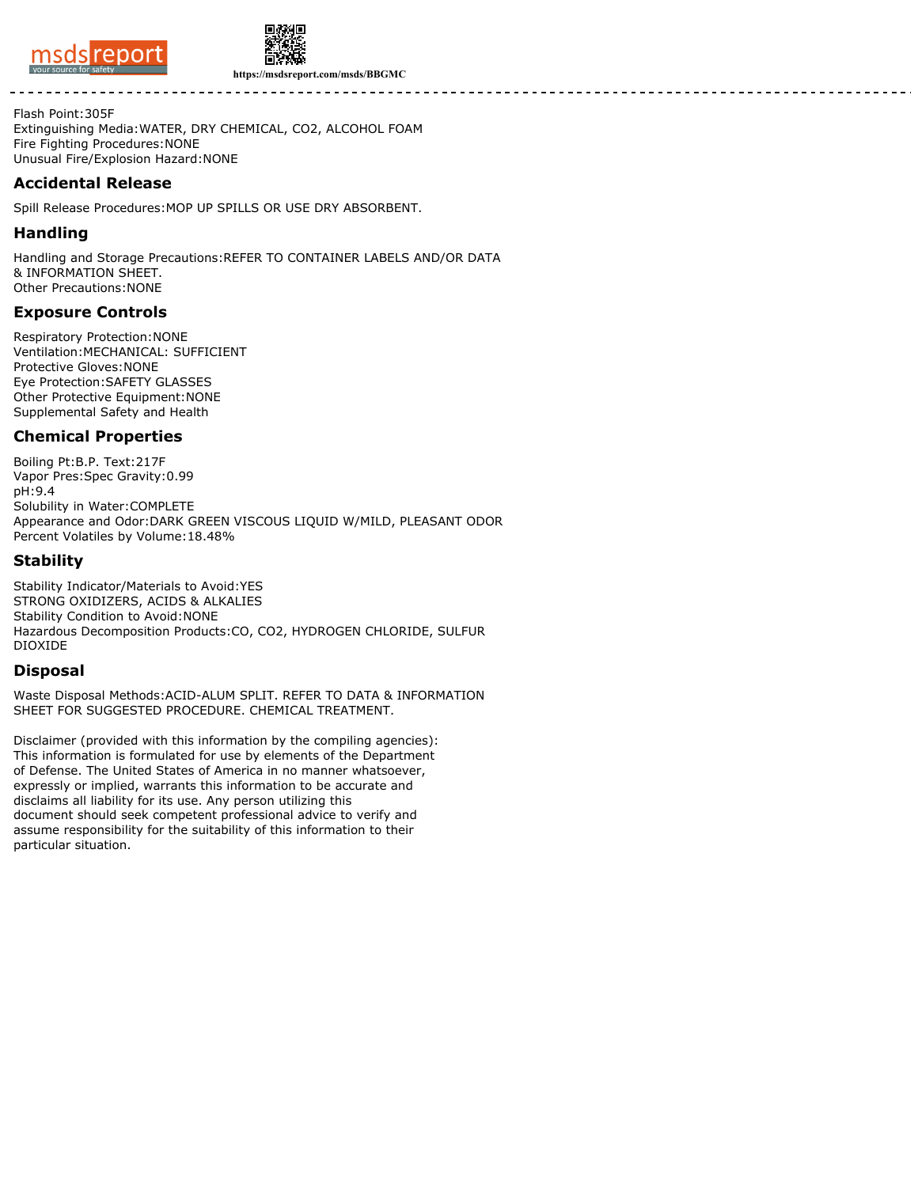Flash Point:305F
Extinguishing Media:WATER, DRY CHEMICAL, CO2, ALCOHOL FOAM
Fire Fighting Procedures:NONE
Unusual Fire/Explosion Hazard:NONE

## Accidental Release

Spill Release Procedures:MOP UP SPILLS OR USE DRY ABSORBENT.

## Handling

Handling and Storage Precautions:REFER TO CONTAINER LABELS AND/OR DATA & INFORMATION SHEET.
Other Precautions:NONE

## Exposure Controls

Respiratory Protection:NONE
Ventilation:MECHANICAL: SUFFICIENT
Protective Gloves:NONE
Eye Protection:SAFETY GLASSES
Other Protective Equipment:NONE
Supplemental Safety and Health

## Chemical Properties

Boiling Pt:B.P. Text:217F
Vapor Pres:Spec Gravity:0.99
pH:9.4
Solubility in Water:COMPLETE
Appearance and Odor:DARK GREEN VISCOUS LIQUID W/MILD, PLEASANT ODOR
Percent Volatiles by Volume:18.48%

## Stability

Stability Indicator/Materials to Avoid:YES
STRONG OXIDIZERS, ACIDS & ALKALIES
Stability Condition to Avoid:NONE
Hazardous Decomposition Products:CO, CO2, HYDROGEN CHLORIDE, SULFUR DIOXIDE

## Disposal

Waste Disposal Methods:ACID-ALUM SPLIT. REFER TO DATA & INFORMATION SHEET FOR SUGGESTED PROCEDURE. CHEMICAL TREATMENT.

Disclaimer (provided with this information by the compiling agencies): This information is formulated for use by elements of the Department of Defense. The United States of America in no manner whatsoever, expressly or implied, warrants this information to be accurate and disclaims all liability for its use. Any person utilizing this document should seek competent professional advice to verify and assume responsibility for the suitability of this information to their particular situation.